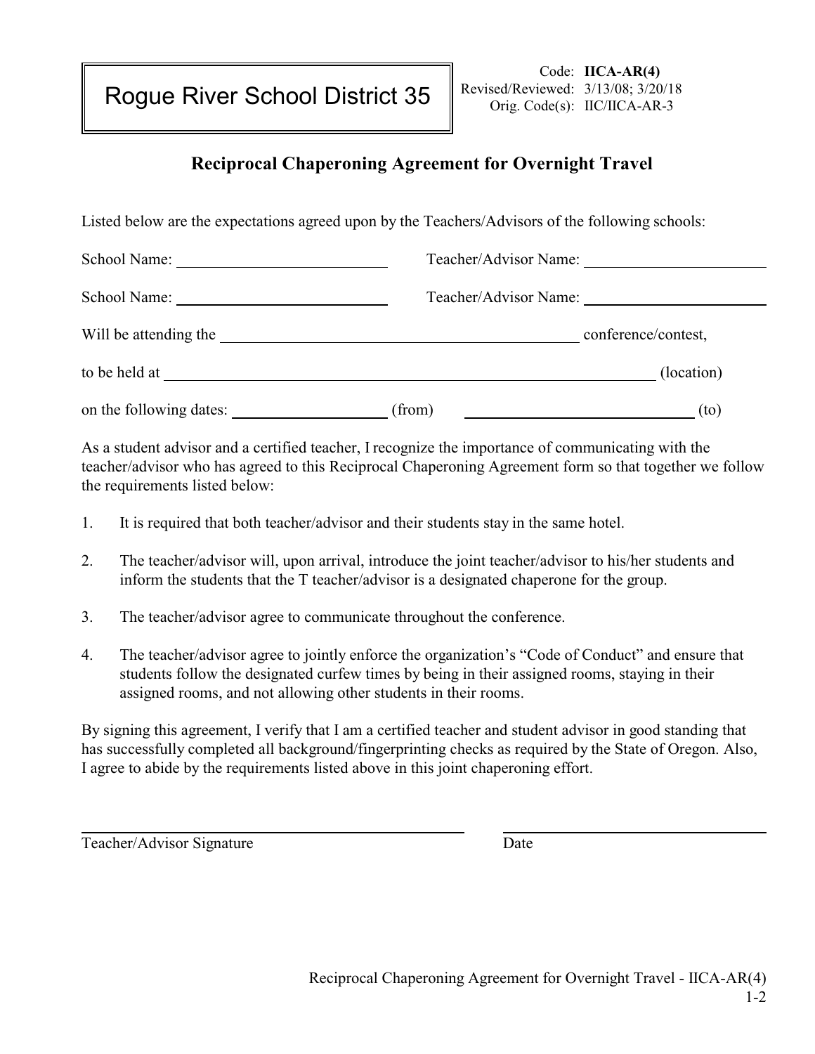Rogue River School District 35

Code: **IICA-AR(4)**
Revised/Reviewed: 3/13/08; 3/20/18
Orig. Code(s): IIC/IICA-AR-3

## Reciprocal Chaperoning Agreement for Overnight Travel

Listed below are the expectations agreed upon by the Teachers/Advisors of the following schools:

School Name: ___________________________ Teacher/Advisor Name: ______________________

School Name: ___________________________ Teacher/Advisor Name: ______________________

Will be attending the ______________________________________________ conference/contest,

to be held at _____________________________________________________________ (location)

on the following dates: ____________________ (from) ____________________________ (to)

As a student advisor and a certified teacher, I recognize the importance of communicating with the teacher/advisor who has agreed to this Reciprocal Chaperoning Agreement form so that together we follow the requirements listed below:

1. It is required that both teacher/advisor and their students stay in the same hotel.

2. The teacher/advisor will, upon arrival, introduce the joint teacher/advisor to his/her students and inform the students that the T teacher/advisor is a designated chaperone for the group.

3. The teacher/advisor agree to communicate throughout the conference.

4. The teacher/advisor agree to jointly enforce the organization's "Code of Conduct" and ensure that students follow the designated curfew times by being in their assigned rooms, staying in their assigned rooms, and not allowing other students in their rooms.

By signing this agreement, I verify that I am a certified teacher and student advisor in good standing that has successfully completed all background/fingerprinting checks as required by the State of Oregon. Also, I agree to abide by the requirements listed above in this joint chaperoning effort.

_________________________________________ _________________________________

Teacher/Advisor Signature Date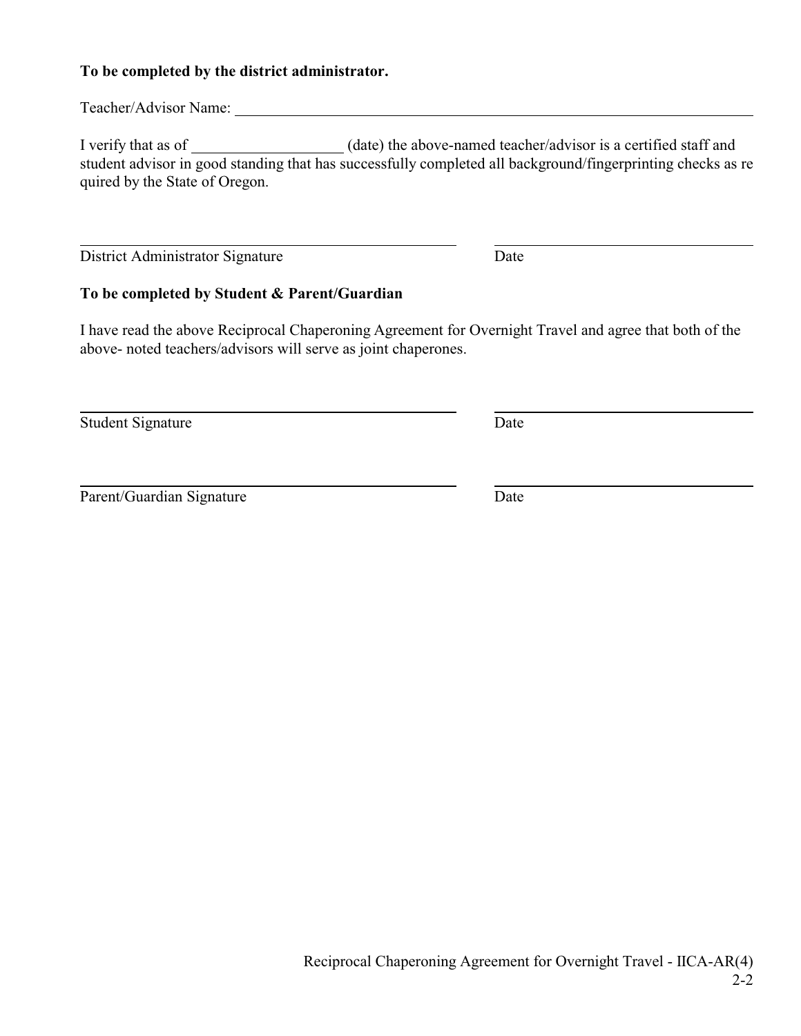**To be completed by the district administrator.**

Teacher/Advisor Name: ______________________________

I verify that as of ________________ (date) the above-named teacher/advisor is a certified staff and student advisor in good standing that has successfully completed all background/fingerprinting checks as re quired by the State of Oregon.

______________________________ ______________________________
District Administrator Signature Date

**To be completed by Student & Parent/Guardian**

I have read the above Reciprocal Chaperoning Agreement for Overnight Travel and agree that both of the above- noted teachers/advisors will serve as joint chaperones.

______________________________ ______________________________
Student Signature Date

______________________________ ______________________________
Parent/Guardian Signature Date

Reciprocal Chaperoning Agreement for Overnight Travel - IICA-AR(4)